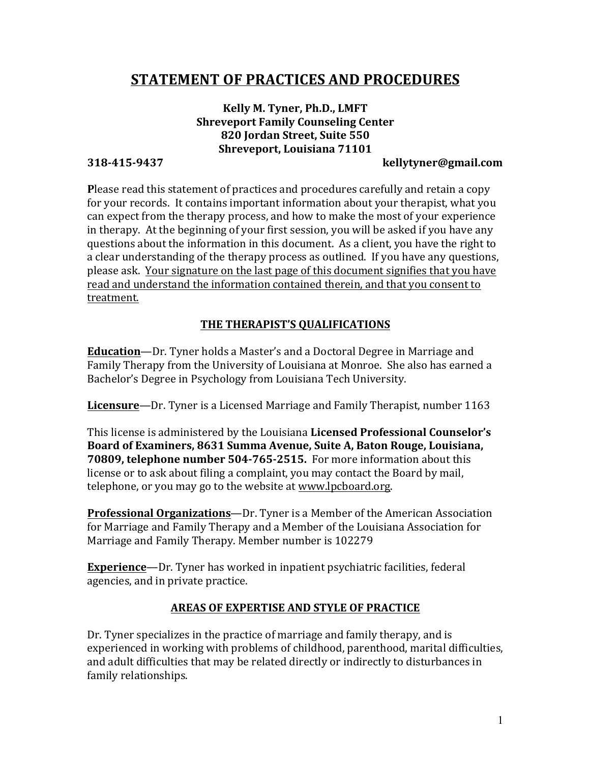# STATEMENT OF PRACTICES AND PROCEDURES

**Kelly M. Tyner, Ph.D., LMFT**
**Shreveport Family Counseling Center**
**820 Jordan Street, Suite 550**
**Shreveport, Louisiana 71101**

**318-415-9437** **kellytyner@gmail.com**

**P**lease read this statement of practices and procedures carefully and retain a copy for your records. It contains important information about your therapist, what you can expect from the therapy process, and how to make the most of your experience in therapy. At the beginning of your first session, you will be asked if you have any questions about the information in this document. As a client, you have the right to a clear understanding of the therapy process as outlined. If you have any questions, please ask. <u>Your signature on the last page of this document signifies that you have read and understand the information contained therein, and that you consent to treatment.</u>

## THE THERAPIST'S QUALIFICATIONS

**<u>Education</u>**—Dr. Tyner holds a Master's and a Doctoral Degree in Marriage and Family Therapy from the University of Louisiana at Monroe. She also has earned a Bachelor's Degree in Psychology from Louisiana Tech University.

**<u>Licensure</u>**—Dr. Tyner is a Licensed Marriage and Family Therapist, number 1163

This license is administered by the Louisiana **Licensed Professional Counselor's Board of Examiners, 8631 Summa Avenue, Suite A, Baton Rouge, Louisiana, 70809, telephone number 504-765-2515.** For more information about this license or to ask about filing a complaint, you may contact the Board by mail, telephone, or you may go to the website at <u>www.lpcboard.org</u>.

**<u>Professional Organizations</u>**—Dr. Tyner is a Member of the American Association for Marriage and Family Therapy and a Member of the Louisiana Association for Marriage and Family Therapy. Member number is 102279

**<u>Experience</u>**—Dr. Tyner has worked in inpatient psychiatric facilities, federal agencies, and in private practice.

## AREAS OF EXPERTISE AND STYLE OF PRACTICE

Dr. Tyner specializes in the practice of marriage and family therapy, and is experienced in working with problems of childhood, parenthood, marital difficulties, and adult difficulties that may be related directly or indirectly to disturbances in family relationships.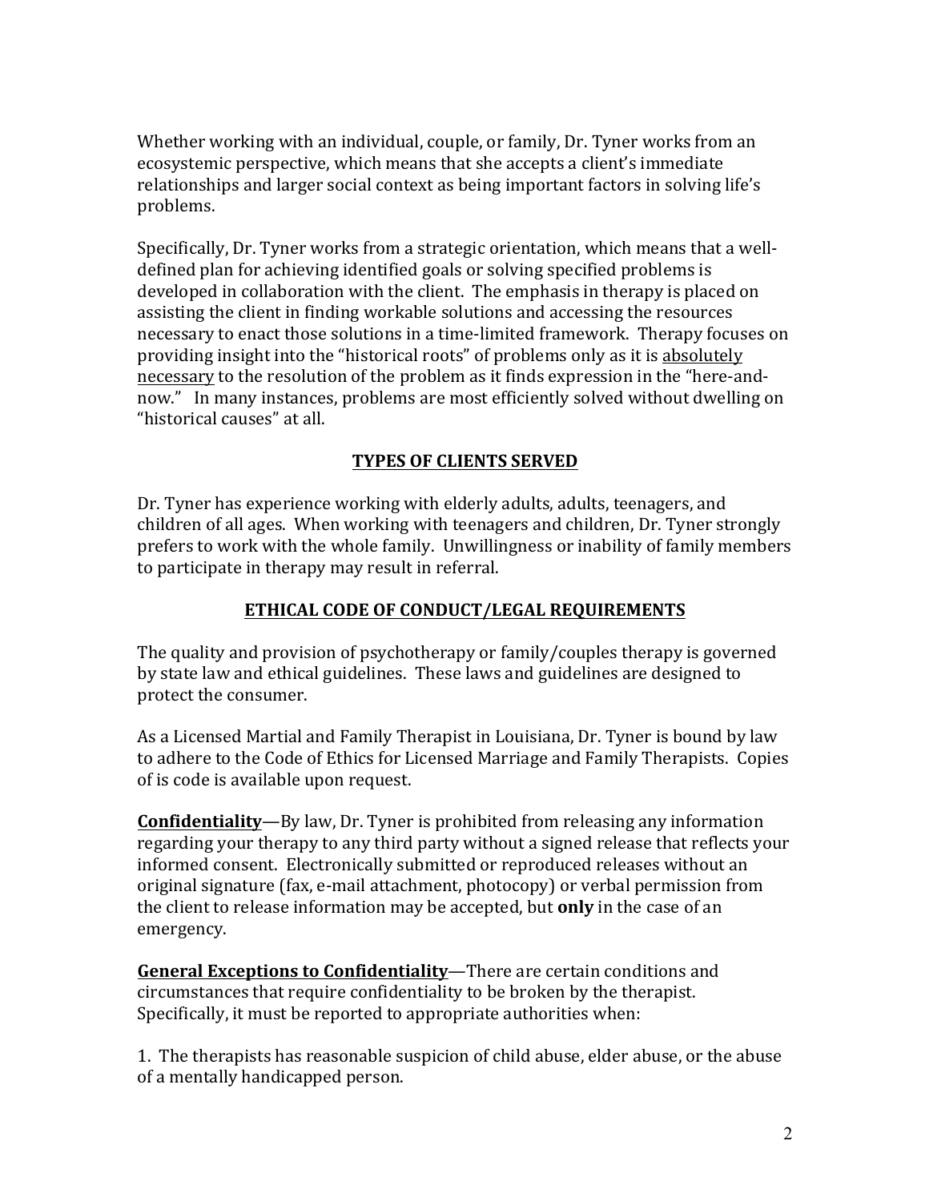Whether working with an individual, couple, or family, Dr. Tyner works from an ecosystemic perspective, which means that she accepts a client's immediate relationships and larger social context as being important factors in solving life's problems.

Specifically, Dr. Tyner works from a strategic orientation, which means that a well-defined plan for achieving identified goals or solving specified problems is developed in collaboration with the client. The emphasis in therapy is placed on assisting the client in finding workable solutions and accessing the resources necessary to enact those solutions in a time-limited framework. Therapy focuses on providing insight into the "historical roots" of problems only as it is <u>absolutely necessary</u> to the resolution of the problem as it finds expression in the "here-and-now." In many instances, problems are most efficiently solved without dwelling on "historical causes" at all.

## TYPES OF CLIENTS SERVED

Dr. Tyner has experience working with elderly adults, adults, teenagers, and children of all ages. When working with teenagers and children, Dr. Tyner strongly prefers to work with the whole family. Unwillingness or inability of family members to participate in therapy may result in referral.

## ETHICAL CODE OF CONDUCT/LEGAL REQUIREMENTS

The quality and provision of psychotherapy or family/couples therapy is governed by state law and ethical guidelines. These laws and guidelines are designed to protect the consumer.

As a Licensed Martial and Family Therapist in Louisiana, Dr. Tyner is bound by law to adhere to the Code of Ethics for Licensed Marriage and Family Therapists. Copies of is code is available upon request.

**Confidentiality**—By law, Dr. Tyner is prohibited from releasing any information regarding your therapy to any third party without a signed release that reflects your informed consent. Electronically submitted or reproduced releases without an original signature (fax, e-mail attachment, photocopy) or verbal permission from the client to release information may be accepted, but **only** in the case of an emergency.

**General Exceptions to Confidentiality**—There are certain conditions and circumstances that require confidentiality to be broken by the therapist. Specifically, it must be reported to appropriate authorities when:

1. The therapists has reasonable suspicion of child abuse, elder abuse, or the abuse of a mentally handicapped person.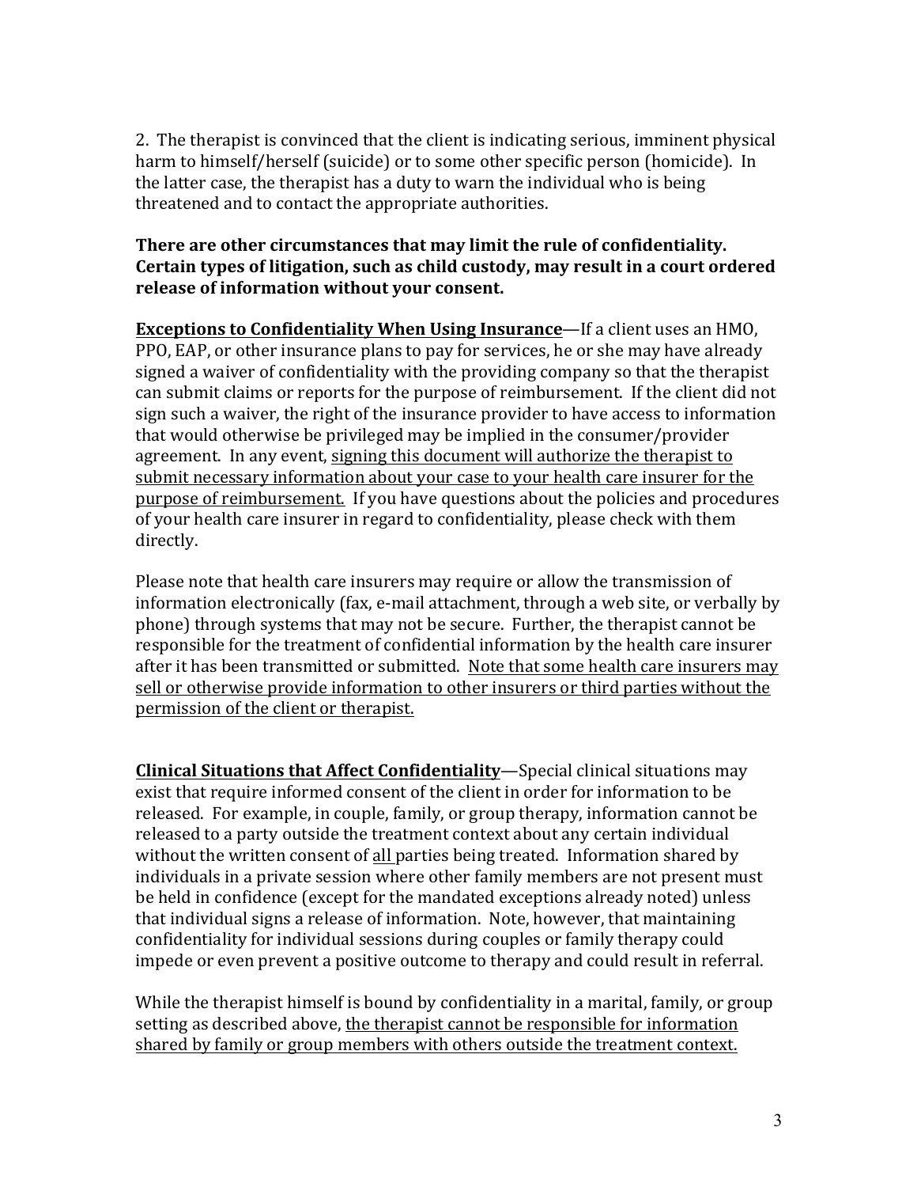2. The therapist is convinced that the client is indicating serious, imminent physical harm to himself/herself (suicide) or to some other specific person (homicide). In the latter case, the therapist has a duty to warn the individual who is being threatened and to contact the appropriate authorities.

**There are other circumstances that may limit the rule of confidentiality. Certain types of litigation, such as child custody, may result in a court ordered release of information without your consent.**

**<u>Exceptions to Confidentiality When Using Insurance</u>**—If a client uses an HMO, PPO, EAP, or other insurance plans to pay for services, he or she may have already signed a waiver of confidentiality with the providing company so that the therapist can submit claims or reports for the purpose of reimbursement. If the client did not sign such a waiver, the right of the insurance provider to have access to information that would otherwise be privileged may be implied in the consumer/provider agreement. In any event, <u>signing this document will authorize the therapist to submit necessary information about your case to your health care insurer for the purpose of reimbursement.</u> If you have questions about the policies and procedures of your health care insurer in regard to confidentiality, please check with them directly.

Please note that health care insurers may require or allow the transmission of information electronically (fax, e-mail attachment, through a web site, or verbally by phone) through systems that may not be secure. Further, the therapist cannot be responsible for the treatment of confidential information by the health care insurer after it has been transmitted or submitted. <u>Note that some health care insurers may sell or otherwise provide information to other insurers or third parties without the permission of the client or therapist.</u>

**<u>Clinical Situations that Affect Confidentiality</u>**—Special clinical situations may exist that require informed consent of the client in order for information to be released. For example, in couple, family, or group therapy, information cannot be released to a party outside the treatment context about any certain individual without the written consent of <u>all</u> parties being treated. Information shared by individuals in a private session where other family members are not present must be held in confidence (except for the mandated exceptions already noted) unless that individual signs a release of information. Note, however, that maintaining confidentiality for individual sessions during couples or family therapy could impede or even prevent a positive outcome to therapy and could result in referral.

While the therapist himself is bound by confidentiality in a marital, family, or group setting as described above, <u>the therapist cannot be responsible for information shared by family or group members with others outside the treatment context.</u>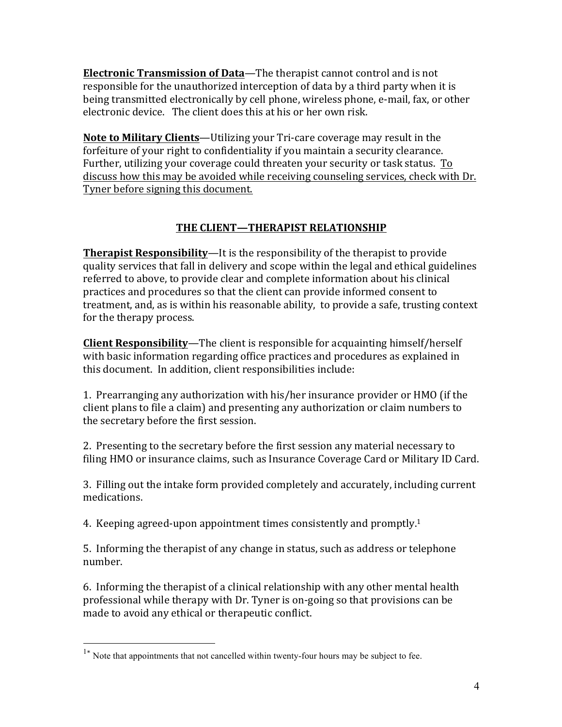**Electronic Transmission of Data**—The therapist cannot control and is not responsible for the unauthorized interception of data by a third party when it is being transmitted electronically by cell phone, wireless phone, e-mail, fax, or other electronic device. The client does this at his or her own risk.

**Note to Military Clients**—Utilizing your Tri-care coverage may result in the forfeiture of your right to confidentiality if you maintain a security clearance. Further, utilizing your coverage could threaten your security or task status. To discuss how this may be avoided while receiving counseling services, check with Dr. Tyner before signing this document.

## THE CLIENT—THERAPIST RELATIONSHIP

**Therapist Responsibility**—It is the responsibility of the therapist to provide quality services that fall in delivery and scope within the legal and ethical guidelines referred to above, to provide clear and complete information about his clinical practices and procedures so that the client can provide informed consent to treatment, and, as is within his reasonable ability, to provide a safe, trusting context for the therapy process.

**Client Responsibility**—The client is responsible for acquainting himself/herself with basic information regarding office practices and procedures as explained in this document. In addition, client responsibilities include:

1. Prearranging any authorization with his/her insurance provider or HMO (if the client plans to file a claim) and presenting any authorization or claim numbers to the secretary before the first session.

2. Presenting to the secretary before the first session any material necessary to filing HMO or insurance claims, such as Insurance Coverage Card or Military ID Card.

3. Filling out the intake form provided completely and accurately, including current medications.

4. Keeping agreed-upon appointment times consistently and promptly.[1]

5. Informing the therapist of any change in status, such as address or telephone number.

6. Informing the therapist of a clinical relationship with any other mental health professional while therapy with Dr. Tyner is on-going so that provisions can be made to avoid any ethical or therapeutic conflict.

---

[1]* Note that appointments that not cancelled within twenty-four hours may be subject to fee.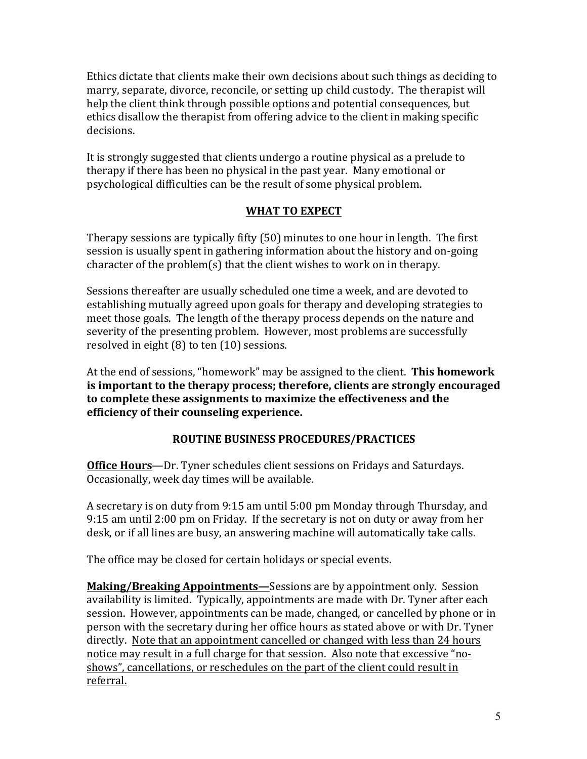Ethics dictate that clients make their own decisions about such things as deciding to marry, separate, divorce, reconcile, or setting up child custody. The therapist will help the client think through possible options and potential consequences, but ethics disallow the therapist from offering advice to the client in making specific decisions.

It is strongly suggested that clients undergo a routine physical as a prelude to therapy if there has been no physical in the past year. Many emotional or psychological difficulties can be the result of some physical problem.

## WHAT TO EXPECT

Therapy sessions are typically fifty (50) minutes to one hour in length. The first session is usually spent in gathering information about the history and on-going character of the problem(s) that the client wishes to work on in therapy.

Sessions thereafter are usually scheduled one time a week, and are devoted to establishing mutually agreed upon goals for therapy and developing strategies to meet those goals. The length of the therapy process depends on the nature and severity of the presenting problem. However, most problems are successfully resolved in eight (8) to ten (10) sessions.

At the end of sessions, "homework" may be assigned to the client. **This homework is important to the therapy process; therefore, clients are strongly encouraged to complete these assignments to maximize the effectiveness and the efficiency of their counseling experience.**

## ROUTINE BUSINESS PROCEDURES/PRACTICES

**Office Hours**—Dr. Tyner schedules client sessions on Fridays and Saturdays. Occasionally, week day times will be available.

A secretary is on duty from 9:15 am until 5:00 pm Monday through Thursday, and 9:15 am until 2:00 pm on Friday. If the secretary is not on duty or away from her desk, or if all lines are busy, an answering machine will automatically take calls.

The office may be closed for certain holidays or special events.

**Making/Breaking Appointments—**Sessions are by appointment only. Session availability is limited. Typically, appointments are made with Dr. Tyner after each session. However, appointments can be made, changed, or cancelled by phone or in person with the secretary during her office hours as stated above or with Dr. Tyner directly. Note that an appointment cancelled or changed with less than 24 hours notice may result in a full charge for that session. Also note that excessive "no-shows", cancellations, or reschedules on the part of the client could result in referral.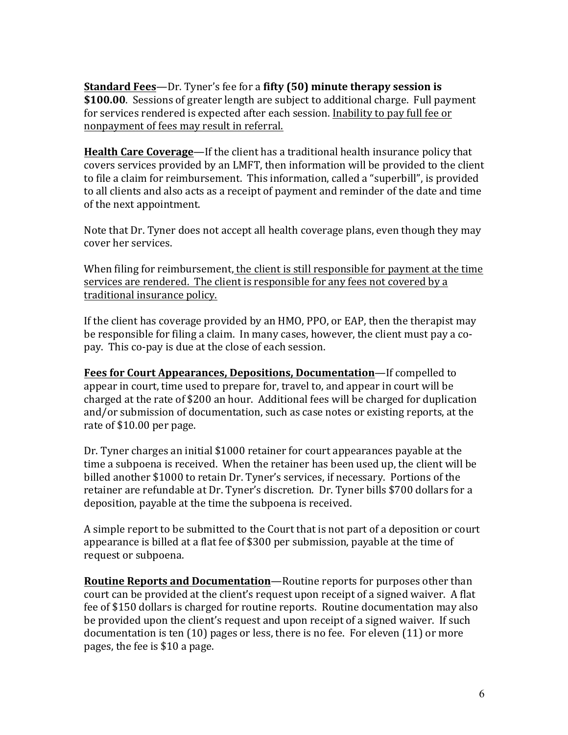**<u>Standard Fees</u>**—Dr. Tyner's fee for a **fifty (50) minute therapy session is $100.00**. Sessions of greater length are subject to additional charge. Full payment for services rendered is expected after each session. <u>Inability to pay full fee or nonpayment of fees may result in referral.</u>

**<u>Health Care Coverage</u>**—If the client has a traditional health insurance policy that covers services provided by an LMFT, then information will be provided to the client to file a claim for reimbursement. This information, called a "superbill", is provided to all clients and also acts as a receipt of payment and reminder of the date and time of the next appointment.

Note that Dr. Tyner does not accept all health coverage plans, even though they may cover her services.

When filing for reimbursement, <u>the client is still responsible for payment at the time services are rendered. The client is responsible for any fees not covered by a traditional insurance policy.</u>

If the client has coverage provided by an HMO, PPO, or EAP, then the therapist may be responsible for filing a claim. In many cases, however, the client must pay a co-pay. This co-pay is due at the close of each session.

**<u>Fees for Court Appearances, Depositions, Documentation</u>**—If compelled to appear in court, time used to prepare for, travel to, and appear in court will be charged at the rate of $200 an hour. Additional fees will be charged for duplication and/or submission of documentation, such as case notes or existing reports, at the rate of $10.00 per page.

Dr. Tyner charges an initial $1000 retainer for court appearances payable at the time a subpoena is received. When the retainer has been used up, the client will be billed another $1000 to retain Dr. Tyner's services, if necessary. Portions of the retainer are refundable at Dr. Tyner's discretion. Dr. Tyner bills $700 dollars for a deposition, payable at the time the subpoena is received.

A simple report to be submitted to the Court that is not part of a deposition or court appearance is billed at a flat fee of $300 per submission, payable at the time of request or subpoena.

**<u>Routine Reports and Documentation</u>**—Routine reports for purposes other than court can be provided at the client's request upon receipt of a signed waiver. A flat fee of $150 dollars is charged for routine reports. Routine documentation may also be provided upon the client's request and upon receipt of a signed waiver. If such documentation is ten (10) pages or less, there is no fee. For eleven (11) or more pages, the fee is $10 a page.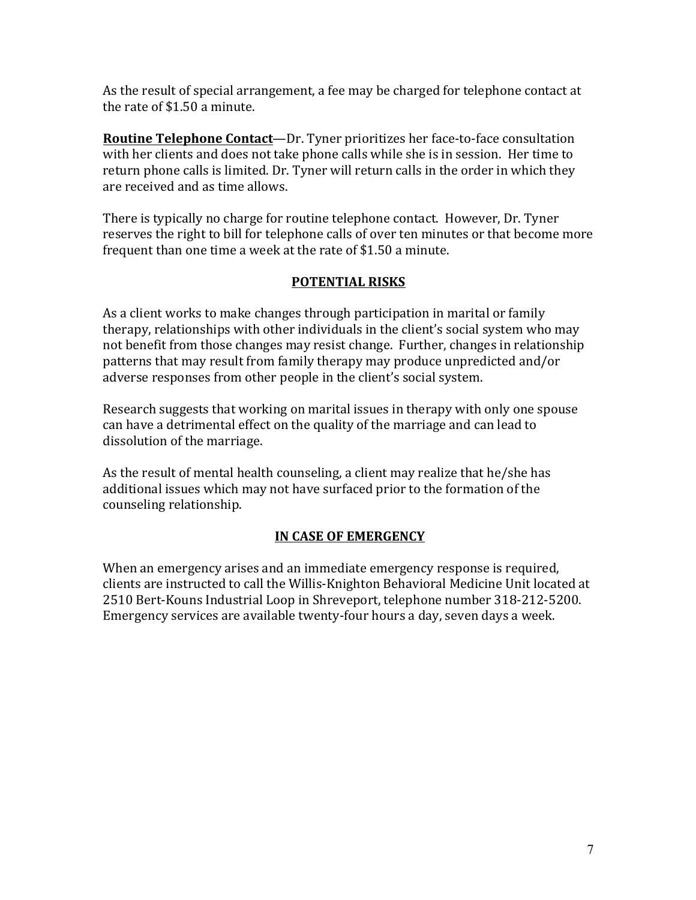As the result of special arrangement, a fee may be charged for telephone contact at the rate of $1.50 a minute.

**Routine Telephone Contact**—Dr. Tyner prioritizes her face-to-face consultation with her clients and does not take phone calls while she is in session. Her time to return phone calls is limited. Dr. Tyner will return calls in the order in which they are received and as time allows.

There is typically no charge for routine telephone contact. However, Dr. Tyner reserves the right to bill for telephone calls of over ten minutes or that become more frequent than one time a week at the rate of $1.50 a minute.

## POTENTIAL RISKS

As a client works to make changes through participation in marital or family therapy, relationships with other individuals in the client's social system who may not benefit from those changes may resist change. Further, changes in relationship patterns that may result from family therapy may produce unpredicted and/or adverse responses from other people in the client's social system.

Research suggests that working on marital issues in therapy with only one spouse can have a detrimental effect on the quality of the marriage and can lead to dissolution of the marriage.

As the result of mental health counseling, a client may realize that he/she has additional issues which may not have surfaced prior to the formation of the counseling relationship.

## IN CASE OF EMERGENCY

When an emergency arises and an immediate emergency response is required, clients are instructed to call the Willis-Knighton Behavioral Medicine Unit located at 2510 Bert-Kouns Industrial Loop in Shreveport, telephone number 318-212-5200. Emergency services are available twenty-four hours a day, seven days a week.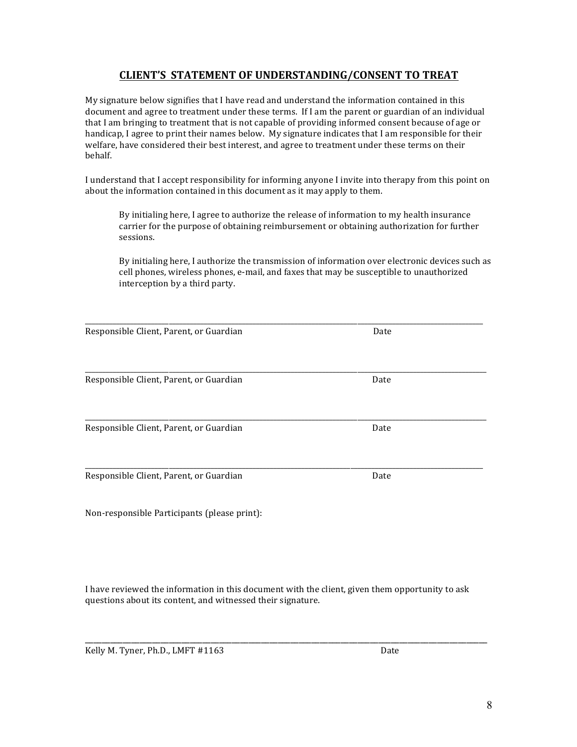## CLIENT'S STATEMENT OF UNDERSTANDING/CONSENT TO TREAT

My signature below signifies that I have read and understand the information contained in this document and agree to treatment under these terms. If I am the parent or guardian of an individual that I am bringing to treatment that is not capable of providing informed consent because of age or handicap, I agree to print their names below. My signature indicates that I am responsible for their welfare, have considered their best interest, and agree to treatment under these terms on their behalf.

I understand that I accept responsibility for informing anyone I invite into therapy from this point on about the information contained in this document as it may apply to them.

> By initialing here, I agree to authorize the release of information to my health insurance carrier for the purpose of obtaining reimbursement or obtaining authorization for further sessions.
>
> By initialing here, I authorize the transmission of information over electronic devices such as cell phones, wireless phones, e-mail, and faxes that may be susceptible to unauthorized interception by a third party.

______________________________________________________________________________

Responsible Client, Parent, or Guardian Date

______________________________________________________________________________

Responsible Client, Parent, or Guardian Date

______________________________________________________________________________

Responsible Client, Parent, or Guardian Date

______________________________________________________________________________

Responsible Client, Parent, or Guardian Date

Non-responsible Participants (please print):

I have reviewed the information in this document with the client, given them opportunity to ask questions about its content, and witnessed their signature.

______________________________________________________________________________

Kelly M. Tyner, Ph.D., LMFT #1163 Date